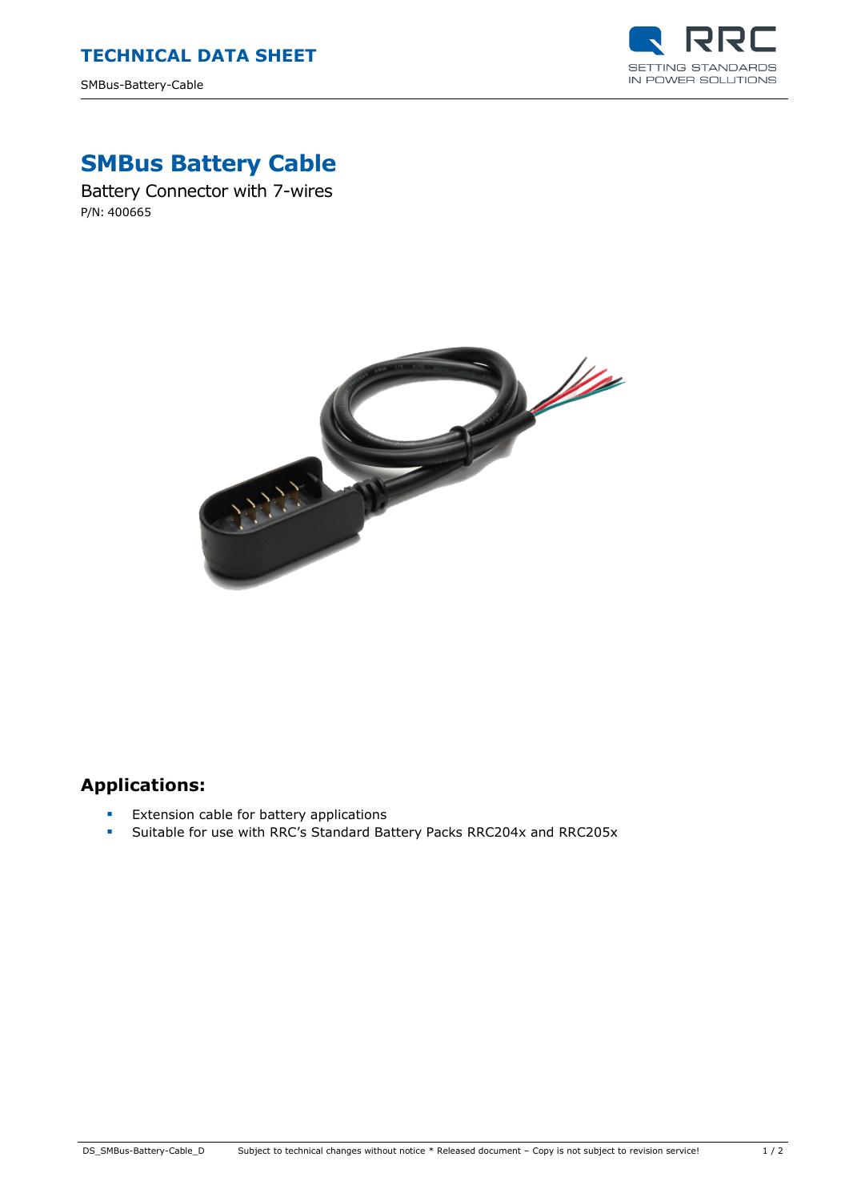# TECHNICAL DATA SHEET

SMBus-Battery-Cable

# SMBus Battery Cable

Battery Connector with 7-wires

P/N: 400665

## Applications:

- Extension cable for battery applications
- Suitable for use with RRC's Standard Battery Packs RRC204x and RRC205x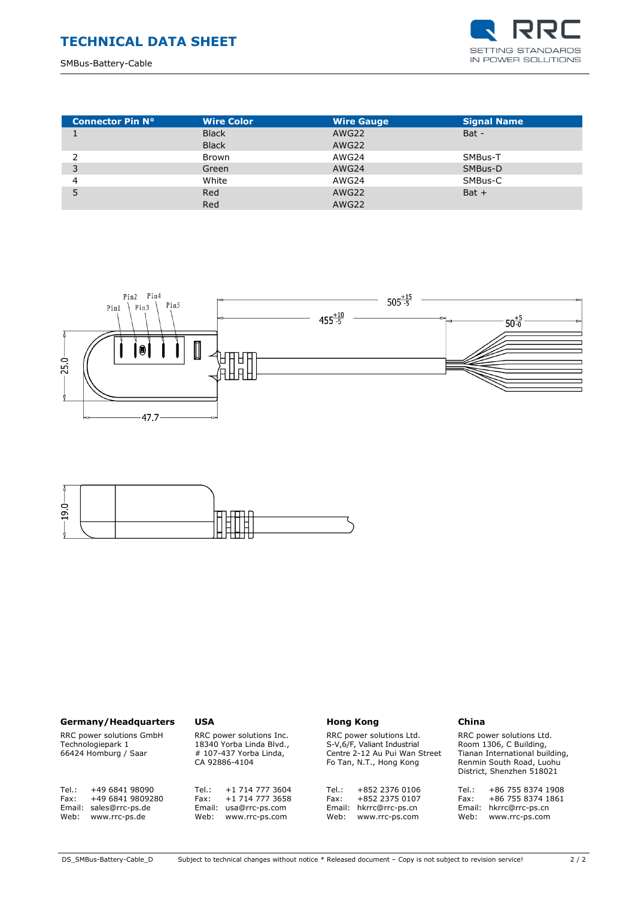| Connector Pin N° | Wire Color | Wire Gauge | Signal Name |
|---|---|---|---|
| 1 | Black | AWG22 | Bat - |
| | Black | AWG22 | |
| 2 | Brown | AWG24 | SMBus-T |
| 3 | Green | AWG24 | SMBus-D |
| 4 | White | AWG24 | SMBus-C |
| 5 | Red | AWG22 | Bat + |
| | Red | AWG22 | |

Pin1
Pin2
Pin3
Pin4
Pin5

$505^{+15}_{-5}$

$455^{+10}_{-5}$

$50^{+5}_{-0}$

25.0

47.7

19.0

**Germany/Headquarters**

RRC power solutions GmbH
Technologiepark 1
66424 Homburg / Saar

Tel.: +49 6841 98090
Fax: +49 6841 9809280
Email: sales@rrc-ps.de
Web: www.rrc-ps.de

**USA**

RRC power solutions Inc.
18340 Yorba Linda Blvd.,
# 107-437 Yorba Linda,
CA 92886-4104

Tel.: +1 714 777 3604
Fax: +1 714 777 3658
Email: usa@rrc-ps.com
Web: www.rrc-ps.com

**Hong Kong**

RRC power solutions Ltd.
S-V,6/F, Valiant Industrial
Centre 2-12 Au Pui Wan Street
Fo Tan, N.T., Hong Kong

Tel.: +852 2376 0106
Fax: +852 2375 0107
Email: hkrrc@rrc-ps.cn
Web: www.rrc-ps.com

**China**

RRC power solutions Ltd.
Room 1306, C Building,
Tianan International building,
Renmin South Road, Luohu
District, Shenzhen 518021

Tel.: +86 755 8374 1908
Fax: +86 755 8374 1861
Email: hkrrc@rrc-ps.cn
Web: www.rrc-ps.com

DS_SMBus-Battery-Cable_D — Subject to technical changes without notice * Released document – Copy is not subject to revision service!